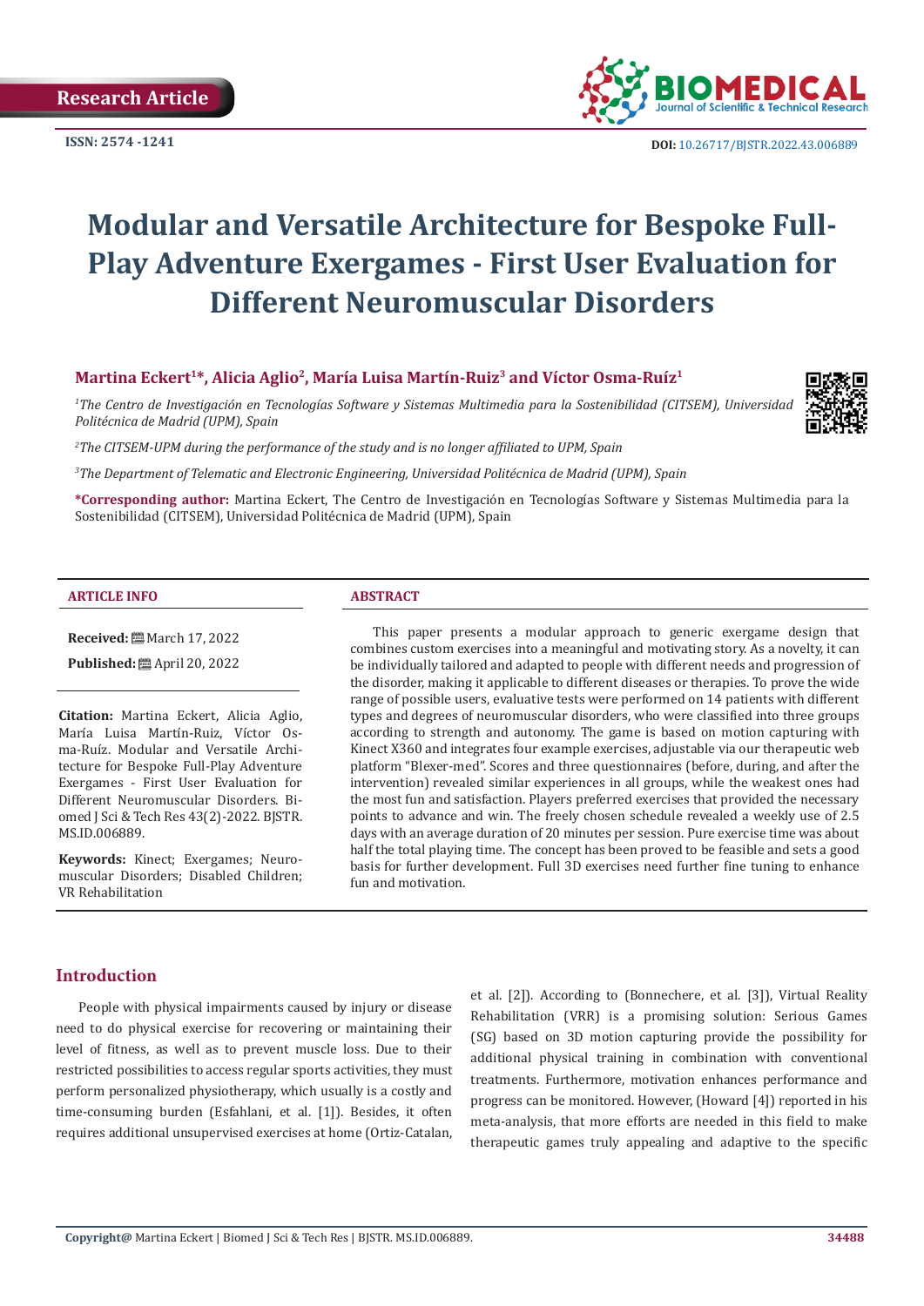Research Article

ISSN: 2574 -1241

DOI: 10.26717/BJSTR.2022.43.006889

# Modular and Versatile Architecture for Bespoke Full-Play Adventure Exergames - First User Evaluation for Different Neuromuscular Disorders

**Martina Eckert[1]*, Alicia Aglio[2], María Luisa Martín-Ruiz[3] and Víctor Osma-Ruíz[1]**

*[1]The Centro de Investigación en Tecnologías Software y Sistemas Multimedia para la Sostenibilidad (CITSEM), Universidad Politécnica de Madrid (UPM), Spain*

*[2]The CITSEM-UPM during the performance of the study and is no longer affiliated to UPM, Spain*

*[3]The Department of Telematic and Electronic Engineering, Universidad Politécnica de Madrid (UPM), Spain*

**\*Corresponding author:** Martina Eckert, The Centro de Investigación en Tecnologías Software y Sistemas Multimedia para la Sostenibilidad (CITSEM), Universidad Politécnica de Madrid (UPM), Spain

## ARTICLE INFO

**Received:** March 17, 2022

**Published:** April 20, 2022

**Citation:** Martina Eckert, Alicia Aglio, María Luisa Martín-Ruiz, Víctor Osma-Ruíz. Modular and Versatile Architecture for Bespoke Full-Play Adventure Exergames - First User Evaluation for Different Neuromuscular Disorders. Biomed J Sci & Tech Res 43(2)-2022. BJSTR. MS.ID.006889.

**Keywords:** Kinect; Exergames; Neuromuscular Disorders; Disabled Children; VR Rehabilitation

## ABSTRACT

This paper presents a modular approach to generic exergame design that combines custom exercises into a meaningful and motivating story. As a novelty, it can be individually tailored and adapted to people with different needs and progression of the disorder, making it applicable to different diseases or therapies. To prove the wide range of possible users, evaluative tests were performed on 14 patients with different types and degrees of neuromuscular disorders, who were classified into three groups according to strength and autonomy. The game is based on motion capturing with Kinect X360 and integrates four example exercises, adjustable via our therapeutic web platform "Blexer-med". Scores and three questionnaires (before, during, and after the intervention) revealed similar experiences in all groups, while the weakest ones had the most fun and satisfaction. Players preferred exercises that provided the necessary points to advance and win. The freely chosen schedule revealed a weekly use of 2.5 days with an average duration of 20 minutes per session. Pure exercise time was about half the total playing time. The concept has been proved to be feasible and sets a good basis for further development. Full 3D exercises need further fine tuning to enhance fun and motivation.

## Introduction

People with physical impairments caused by injury or disease need to do physical exercise for recovering or maintaining their level of fitness, as well as to prevent muscle loss. Due to their restricted possibilities to access regular sports activities, they must perform personalized physiotherapy, which usually is a costly and time-consuming burden (Esfahlani, et al. [1]). Besides, it often requires additional unsupervised exercises at home (Ortiz-Catalan, et al. [2]). According to (Bonnechere, et al. [3]), Virtual Reality Rehabilitation (VRR) is a promising solution: Serious Games (SG) based on 3D motion capturing provide the possibility for additional physical training in combination with conventional treatments. Furthermore, motivation enhances performance and progress can be monitored. However, (Howard [4]) reported in his meta-analysis, that more efforts are needed in this field to make therapeutic games truly appealing and adaptive to the specific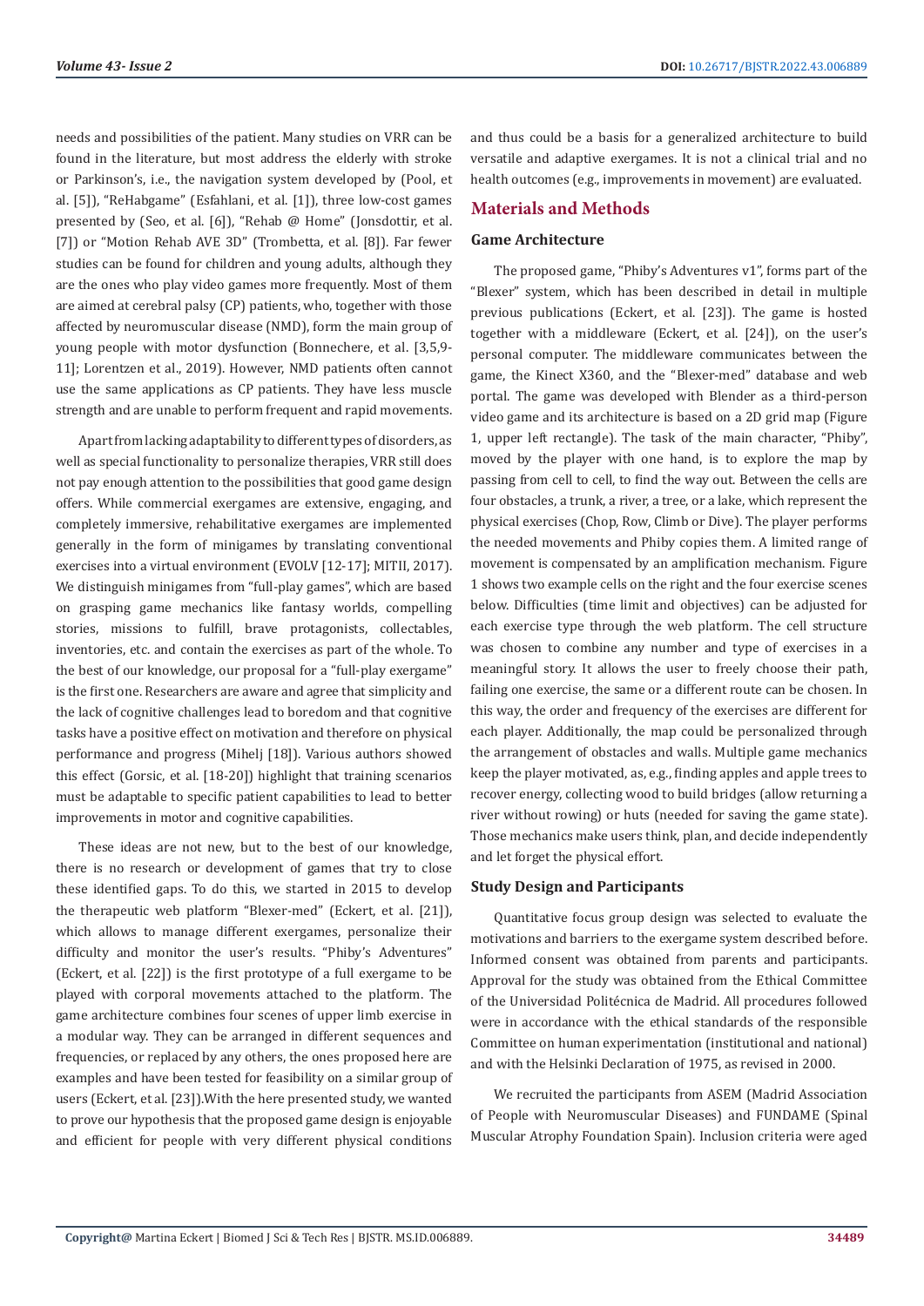needs and possibilities of the patient. Many studies on VRR can be found in the literature, but most address the elderly with stroke or Parkinson's, i.e., the navigation system developed by (Pool, et al. [5]), "ReHabgame" (Esfahlani, et al. [1]), three low-cost games presented by (Seo, et al. [6]), "Rehab @ Home" (Jonsdottir, et al. [7]) or "Motion Rehab AVE 3D" (Trombetta, et al. [8]). Far fewer studies can be found for children and young adults, although they are the ones who play video games more frequently. Most of them are aimed at cerebral palsy (CP) patients, who, together with those affected by neuromuscular disease (NMD), form the main group of young people with motor dysfunction (Bonnechere, et al. [3,5,9-11]; Lorentzen et al., 2019). However, NMD patients often cannot use the same applications as CP patients. They have less muscle strength and are unable to perform frequent and rapid movements.

Apart from lacking adaptability to different types of disorders, as well as special functionality to personalize therapies, VRR still does not pay enough attention to the possibilities that good game design offers. While commercial exergames are extensive, engaging, and completely immersive, rehabilitative exergames are implemented generally in the form of minigames by translating conventional exercises into a virtual environment (EVOLV [12-17]; MITII, 2017). We distinguish minigames from "full-play games", which are based on grasping game mechanics like fantasy worlds, compelling stories, missions to fulfill, brave protagonists, collectables, inventories, etc. and contain the exercises as part of the whole. To the best of our knowledge, our proposal for a "full-play exergame" is the first one. Researchers are aware and agree that simplicity and the lack of cognitive challenges lead to boredom and that cognitive tasks have a positive effect on motivation and therefore on physical performance and progress (Mihelj [18]). Various authors showed this effect (Gorsic, et al. [18-20]) highlight that training scenarios must be adaptable to specific patient capabilities to lead to better improvements in motor and cognitive capabilities.

These ideas are not new, but to the best of our knowledge, there is no research or development of games that try to close these identified gaps. To do this, we started in 2015 to develop the therapeutic web platform "Blexer-med" (Eckert, et al. [21]), which allows to manage different exergames, personalize their difficulty and monitor the user's results. "Phiby's Adventures" (Eckert, et al. [22]) is the first prototype of a full exergame to be played with corporal movements attached to the platform. The game architecture combines four scenes of upper limb exercise in a modular way. They can be arranged in different sequences and frequencies, or replaced by any others, the ones proposed here are examples and have been tested for feasibility on a similar group of users (Eckert, et al. [23]).With the here presented study, we wanted to prove our hypothesis that the proposed game design is enjoyable and efficient for people with very different physical conditions and thus could be a basis for a generalized architecture to build versatile and adaptive exergames. It is not a clinical trial and no health outcomes (e.g., improvements in movement) are evaluated.

## Materials and Methods

### Game Architecture

The proposed game, "Phiby's Adventures v1", forms part of the "Blexer" system, which has been described in detail in multiple previous publications (Eckert, et al. [23]). The game is hosted together with a middleware (Eckert, et al. [24]), on the user's personal computer. The middleware communicates between the game, the Kinect X360, and the "Blexer-med" database and web portal. The game was developed with Blender as a third-person video game and its architecture is based on a 2D grid map (Figure 1, upper left rectangle). The task of the main character, "Phiby", moved by the player with one hand, is to explore the map by passing from cell to cell, to find the way out. Between the cells are four obstacles, a trunk, a river, a tree, or a lake, which represent the physical exercises (Chop, Row, Climb or Dive). The player performs the needed movements and Phiby copies them. A limited range of movement is compensated by an amplification mechanism. Figure 1 shows two example cells on the right and the four exercise scenes below. Difficulties (time limit and objectives) can be adjusted for each exercise type through the web platform. The cell structure was chosen to combine any number and type of exercises in a meaningful story. It allows the user to freely choose their path, failing one exercise, the same or a different route can be chosen. In this way, the order and frequency of the exercises are different for each player. Additionally, the map could be personalized through the arrangement of obstacles and walls. Multiple game mechanics keep the player motivated, as, e.g., finding apples and apple trees to recover energy, collecting wood to build bridges (allow returning a river without rowing) or huts (needed for saving the game state). Those mechanics make users think, plan, and decide independently and let forget the physical effort.

### Study Design and Participants

Quantitative focus group design was selected to evaluate the motivations and barriers to the exergame system described before. Informed consent was obtained from parents and participants. Approval for the study was obtained from the Ethical Committee of the Universidad Politécnica de Madrid. All procedures followed were in accordance with the ethical standards of the responsible Committee on human experimentation (institutional and national) and with the Helsinki Declaration of 1975, as revised in 2000.

We recruited the participants from ASEM (Madrid Association of People with Neuromuscular Diseases) and FUNDAME (Spinal Muscular Atrophy Foundation Spain). Inclusion criteria were aged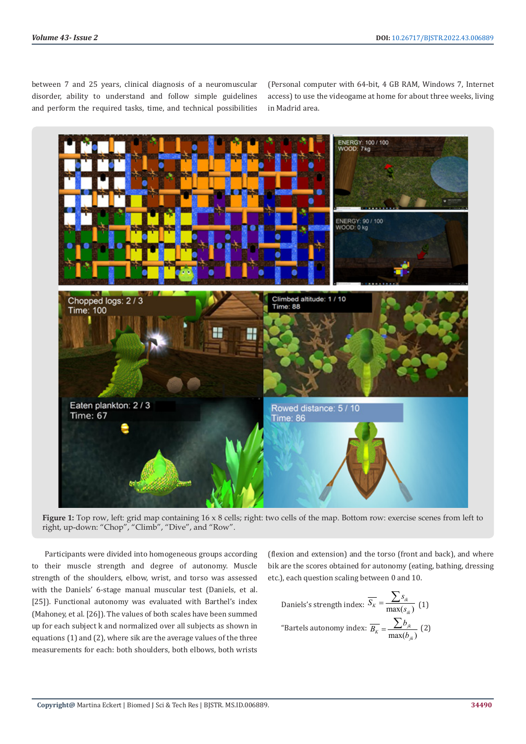between 7 and 25 years, clinical diagnosis of a neuromuscular disorder, ability to understand and follow simple guidelines and perform the required tasks, time, and technical possibilities (Personal computer with 64-bit, 4 GB RAM, Windows 7, Internet access) to use the videogame at home for about three weeks, living in Madrid area.

**Figure 1:** Top row, left: grid map containing 16 x 8 cells; right: two cells of the map. Bottom row: exercise scenes from left to right, up-down: "Chop", "Climb", "Dive", and "Row".

Participants were divided into homogeneous groups according to their muscle strength and degree of autonomy. Muscle strength of the shoulders, elbow, wrist, and torso was assessed with the Daniels' 6-stage manual muscular test (Daniels, et al. [25]). Functional autonomy was evaluated with Barthel's index (Mahoney, et al. [26]). The values of both scales have been summed up for each subject k and normalized over all subjects as shown in equations (1) and (2), where sik are the average values of the three measurements for each: both shoulders, both elbows, both wrists (flexion and extension) and the torso (front and back), and where bik are the scores obtained for autonomy (eating, bathing, dressing etc.), each question scaling between 0 and 10.

Daniels's strength index: $$\overline{S_K} = \frac{\sum s_{ik}}{\max(s_{ik})} \quad (1)$$

"Bartels autonomy index: $$\overline{B_K} = \frac{\sum b_{jk}}{\max(b_{jk})} \quad (2)$$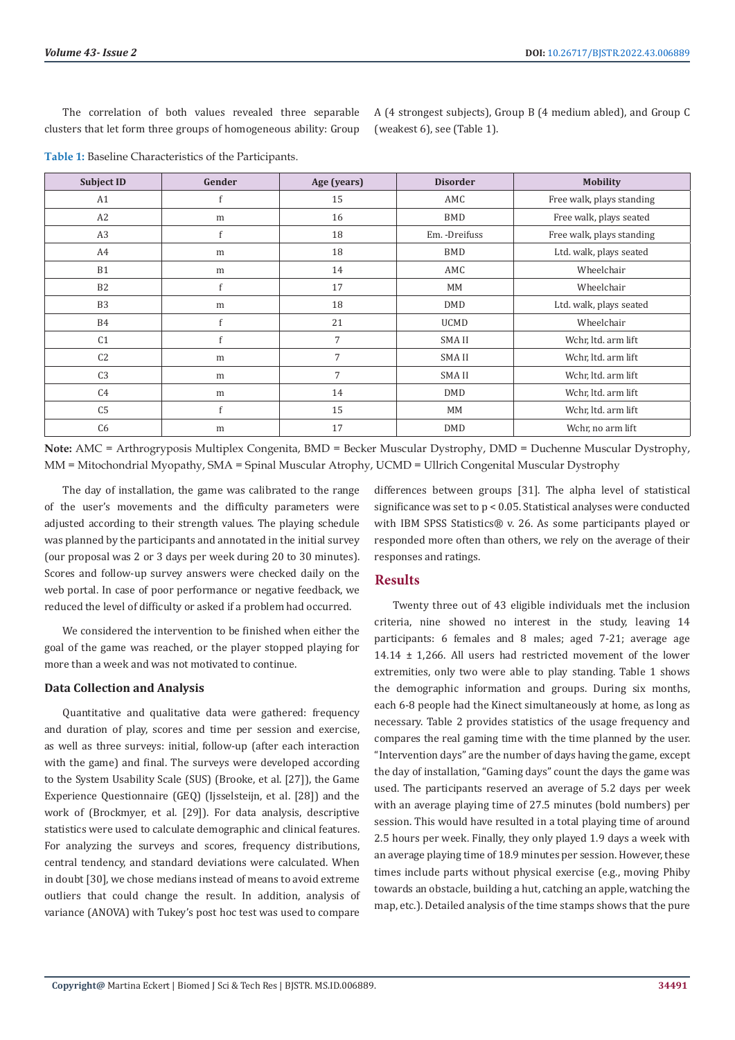The correlation of both values revealed three separable clusters that let form three groups of homogeneous ability: Group A (4 strongest subjects), Group B (4 medium abled), and Group C (weakest 6), see (Table 1).

**Table 1:** Baseline Characteristics of the Participants.

| Subject ID | Gender | Age (years) | Disorder | Mobility |
|---|---|---|---|---|
| A1 | f | 15 | AMC | Free walk, plays standing |
| A2 | m | 16 | BMD | Free walk, plays seated |
| A3 | f | 18 | Em. -Dreifuss | Free walk, plays standing |
| A4 | m | 18 | BMD | Ltd. walk, plays seated |
| B1 | m | 14 | AMC | Wheelchair |
| B2 | f | 17 | MM | Wheelchair |
| B3 | m | 18 | DMD | Ltd. walk, plays seated |
| B4 | f | 21 | UCMD | Wheelchair |
| C1 | f | 7 | SMA II | Wchr, ltd. arm lift |
| C2 | m | 7 | SMA II | Wchr, ltd. arm lift |
| C3 | m | 7 | SMA II | Wchr, ltd. arm lift |
| C4 | m | 14 | DMD | Wchr, ltd. arm lift |
| C5 | f | 15 | MM | Wchr, ltd. arm lift |
| C6 | m | 17 | DMD | Wchr, no arm lift |

**Note:** AMC = Arthrogryposis Multiplex Congenita, BMD = Becker Muscular Dystrophy, DMD = Duchenne Muscular Dystrophy, MM = Mitochondrial Myopathy, SMA = Spinal Muscular Atrophy, UCMD = Ullrich Congenital Muscular Dystrophy

The day of installation, the game was calibrated to the range of the user's movements and the difficulty parameters were adjusted according to their strength values. The playing schedule was planned by the participants and annotated in the initial survey (our proposal was 2 or 3 days per week during 20 to 30 minutes). Scores and follow-up survey answers were checked daily on the web portal. In case of poor performance or negative feedback, we reduced the level of difficulty or asked if a problem had occurred.

We considered the intervention to be finished when either the goal of the game was reached, or the player stopped playing for more than a week and was not motivated to continue.

### Data Collection and Analysis

Quantitative and qualitative data were gathered: frequency and duration of play, scores and time per session and exercise, as well as three surveys: initial, follow-up (after each interaction with the game) and final. The surveys were developed according to the System Usability Scale (SUS) (Brooke, et al. [27]), the Game Experience Questionnaire (GEQ) (Ijsselsteijn, et al. [28]) and the work of (Brockmyer, et al. [29]). For data analysis, descriptive statistics were used to calculate demographic and clinical features. For analyzing the surveys and scores, frequency distributions, central tendency, and standard deviations were calculated. When in doubt [30], we chose medians instead of means to avoid extreme outliers that could change the result. In addition, analysis of variance (ANOVA) with Tukey's post hoc test was used to compare differences between groups [31]. The alpha level of statistical significance was set to $p < 0.05$. Statistical analyses were conducted with IBM SPSS Statistics® v. 26. As some participants played or responded more often than others, we rely on the average of their responses and ratings.

## Results

Twenty three out of 43 eligible individuals met the inclusion criteria, nine showed no interest in the study, leaving 14 participants: 6 females and 8 males; aged 7-21; average age 14.14 ± 1,266. All users had restricted movement of the lower extremities, only two were able to play standing. Table 1 shows the demographic information and groups. During six months, each 6-8 people had the Kinect simultaneously at home, as long as necessary. Table 2 provides statistics of the usage frequency and compares the real gaming time with the time planned by the user. "Intervention days" are the number of days having the game, except the day of installation, "Gaming days" count the days the game was used. The participants reserved an average of 5.2 days per week with an average playing time of 27.5 minutes (bold numbers) per session. This would have resulted in a total playing time of around 2.5 hours per week. Finally, they only played 1.9 days a week with an average playing time of 18.9 minutes per session. However, these times include parts without physical exercise (e.g., moving Phiby towards an obstacle, building a hut, catching an apple, watching the map, etc.). Detailed analysis of the time stamps shows that the pure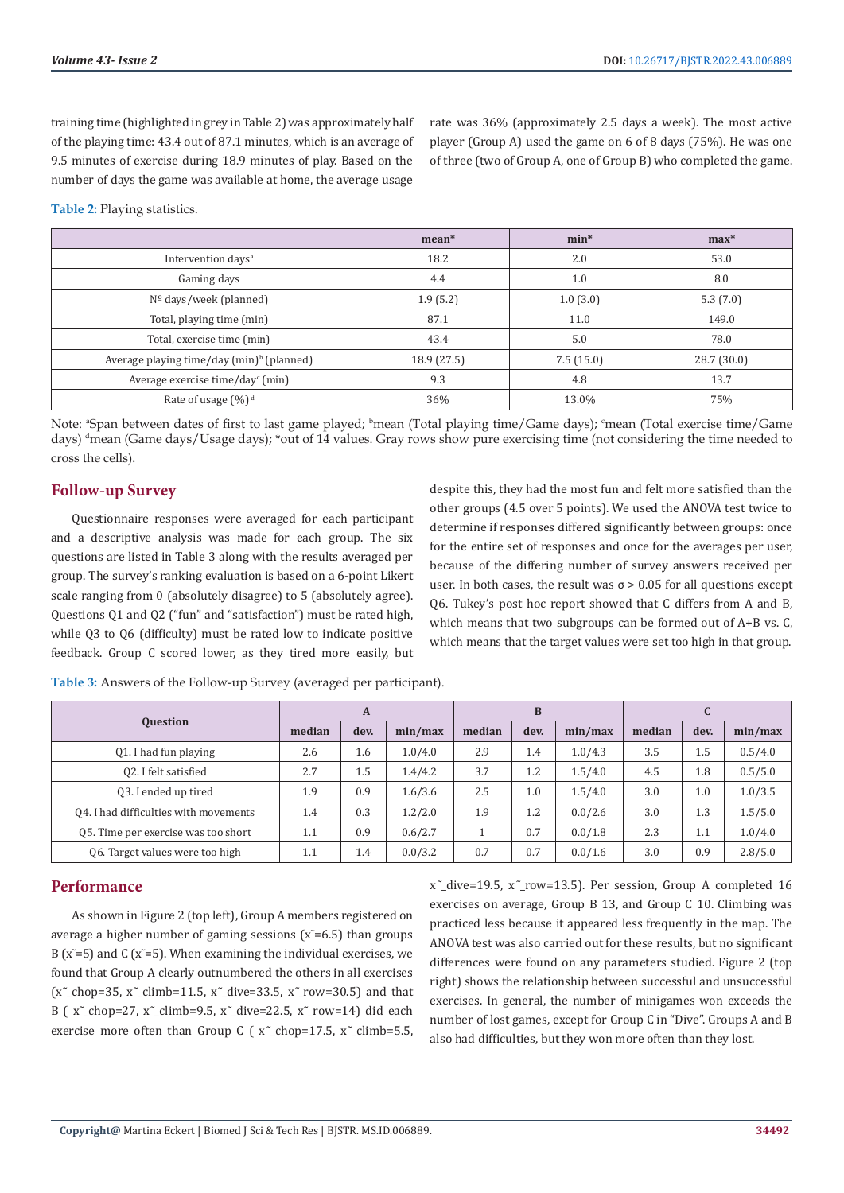training time (highlighted in grey in Table 2) was approximately half of the playing time: 43.4 out of 87.1 minutes, which is an average of 9.5 minutes of exercise during 18.9 minutes of play. Based on the number of days the game was available at home, the average usage rate was 36% (approximately 2.5 days a week). The most active player (Group A) used the game on 6 of 8 days (75%). He was one of three (two of Group A, one of Group B) who completed the game.

**Table 2:** Playing statistics.

| | mean* | min* | max* |
|---|---|---|---|
| Intervention days[a] | 18.2 | 2.0 | 53.0 |
| Gaming days | 4.4 | 1.0 | 8.0 |
| Nº days/week (planned) | 1.9 (5.2) | 1.0 (3.0) | 5.3 (7.0) |
| Total, playing time (min) | 87.1 | 11.0 | 149.0 |
| Total, exercise time (min) | 43.4 | 5.0 | 78.0 |
| Average playing time/day (min)[b] (planned) | 18.9 (27.5) | 7.5 (15.0) | 28.7 (30.0) |
| Average exercise time/day[c] (min) | 9.3 | 4.8 | 13.7 |
| Rate of usage (%)[d] | 36% | 13.0% | 75% |

Note: [a]Span between dates of first to last game played; [b]mean (Total playing time/Game days); [c]mean (Total exercise time/Game days) [d]mean (Game days/Usage days); *out of 14 values. Gray rows show pure exercising time (not considering the time needed to cross the cells).

## Follow-up Survey

Questionnaire responses were averaged for each participant and a descriptive analysis was made for each group. The six questions are listed in Table 3 along with the results averaged per group. The survey's ranking evaluation is based on a 6-point Likert scale ranging from 0 (absolutely disagree) to 5 (absolutely agree). Questions Q1 and Q2 ("fun" and "satisfaction") must be rated high, while Q3 to Q6 (difficulty) must be rated low to indicate positive feedback. Group C scored lower, as they tired more easily, but despite this, they had the most fun and felt more satisfied than the other groups (4.5 over 5 points). We used the ANOVA test twice to determine if responses differed significantly between groups: once for the entire set of responses and once for the averages per user, because of the differing number of survey answers received per user. In both cases, the result was $\sigma > 0.05$ for all questions except Q6. Tukey's post hoc report showed that C differs from A and B, which means that two subgroups can be formed out of A+B vs. C, which means that the target values were set too high in that group.

**Table 3:** Answers of the Follow-up Survey (averaged per participant).

| Question | A | | | B | | | C | | |
|---|---|---|---|---|---|---|---|---|---|
| | median | dev. | min/max | median | dev. | min/max | median | dev. | min/max |
| Q1. I had fun playing | 2.6 | 1.6 | 1.0/4.0 | 2.9 | 1.4 | 1.0/4.3 | 3.5 | 1.5 | 0.5/4.0 |
| Q2. I felt satisfied | 2.7 | 1.5 | 1.4/4.2 | 3.7 | 1.2 | 1.5/4.0 | 4.5 | 1.8 | 0.5/5.0 |
| Q3. I ended up tired | 1.9 | 0.9 | 1.6/3.6 | 2.5 | 1.0 | 1.5/4.0 | 3.0 | 1.0 | 1.0/3.5 |
| Q4. I had difficulties with movements | 1.4 | 0.3 | 1.2/2.0 | 1.9 | 1.2 | 0.0/2.6 | 3.0 | 1.3 | 1.5/5.0 |
| Q5. Time per exercise was too short | 1.1 | 0.9 | 0.6/2.7 | 1 | 0.7 | 0.0/1.8 | 2.3 | 1.1 | 1.0/4.0 |
| Q6. Target values were too high | 1.1 | 1.4 | 0.0/3.2 | 0.7 | 0.7 | 0.0/1.6 | 3.0 | 0.9 | 2.8/5.0 |

## Performance

As shown in Figure 2 (top left), Group A members registered on average a higher number of gaming sessions ($\tilde{x}=6.5$) than groups B ($\tilde{x}=5$) and C ($\tilde{x}=5$). When examining the individual exercises, we found that Group A clearly outnumbered the others in all exercises ($\tilde{x}_{chop}=35$, $\tilde{x}_{climb}=11.5$, $\tilde{x}_{dive}=33.5$, $\tilde{x}_{row}=30.5$) and that B ( $\tilde{x}_{chop}=27$, $\tilde{x}_{climb}=9.5$, $\tilde{x}_{dive}=22.5$, $\tilde{x}_{row}=14$) did each exercise more often than Group C ( $\tilde{x}_{chop}=17.5$, $\tilde{x}_{climb}=5.5$, $\tilde{x}_{dive}=19.5$, $\tilde{x}_{row}=13.5$). Per session, Group A completed 16 exercises on average, Group B 13, and Group C 10. Climbing was practiced less because it appeared less frequently in the map. The ANOVA test was also carried out for these results, but no significant differences were found on any parameters studied. Figure 2 (top right) shows the relationship between successful and unsuccessful exercises. In general, the number of minigames won exceeds the number of lost games, except for Group C in "Dive". Groups A and B also had difficulties, but they won more often than they lost.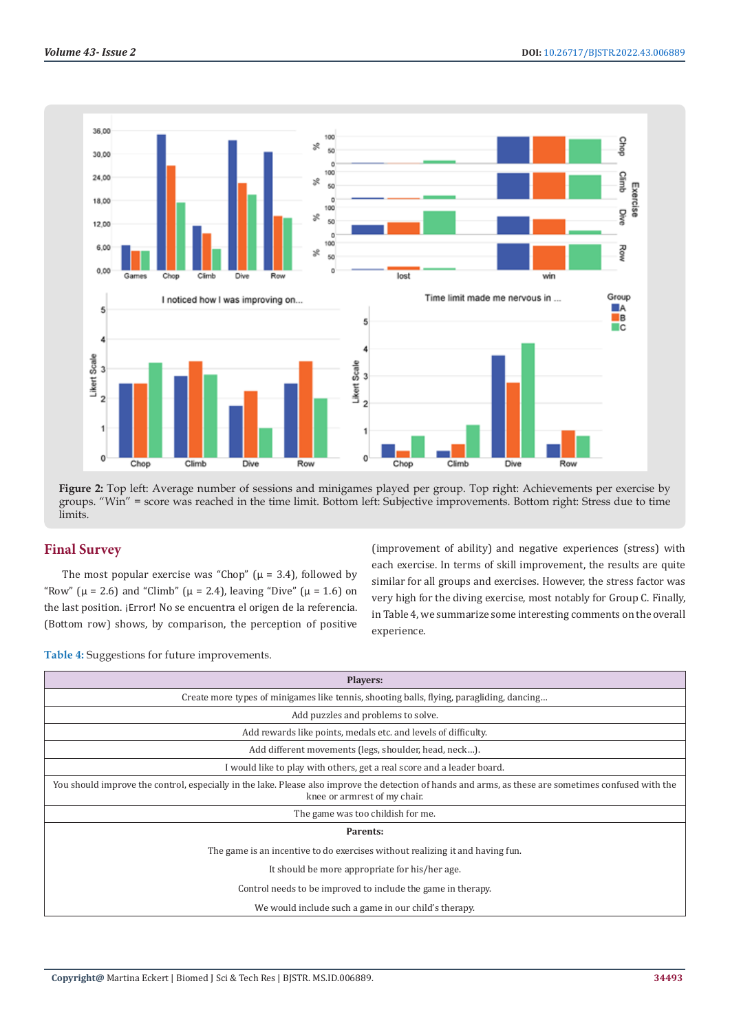Figure 2: Top left: Average number of sessions and minigames played per group. Top right: Achievements per exercise by groups. "Win" = score was reached in the time limit. Bottom left: Subjective improvements. Bottom right: Stress due to time limits.

## Final Survey

The most popular exercise was "Chop" (μ = 3.4), followed by "Row" (μ = 2.6) and "Climb" (μ = 2.4), leaving "Dive" (μ = 1.6) on the last position. ¡Error! No se encuentra el origen de la referencia. (Bottom row) shows, by comparison, the perception of positive (improvement of ability) and negative experiences (stress) with each exercise. In terms of skill improvement, the results are quite similar for all groups and exercises. However, the stress factor was very high for the diving exercise, most notably for Group C. Finally, in Table 4, we summarize some interesting comments on the overall experience.

**Table 4:** Suggestions for future improvements.

| Players: |
|---|
| Create more types of minigames like tennis, shooting balls, flying, paragliding, dancing… |
| Add puzzles and problems to solve. |
| Add rewards like points, medals etc. and levels of difficulty. |
| Add different movements (legs, shoulder, head, neck…). |
| I would like to play with others, get a real score and a leader board. |
| You should improve the control, especially in the lake. Please also improve the detection of hands and arms, as these are sometimes confused with the knee or armrest of my chair. |
| The game was too childish for me. |
| **Parents:** |
| The game is an incentive to do exercises without realizing it and having fun. |
| It should be more appropriate for his/her age. |
| Control needs to be improved to include the game in therapy. |
| We would include such a game in our child's therapy. |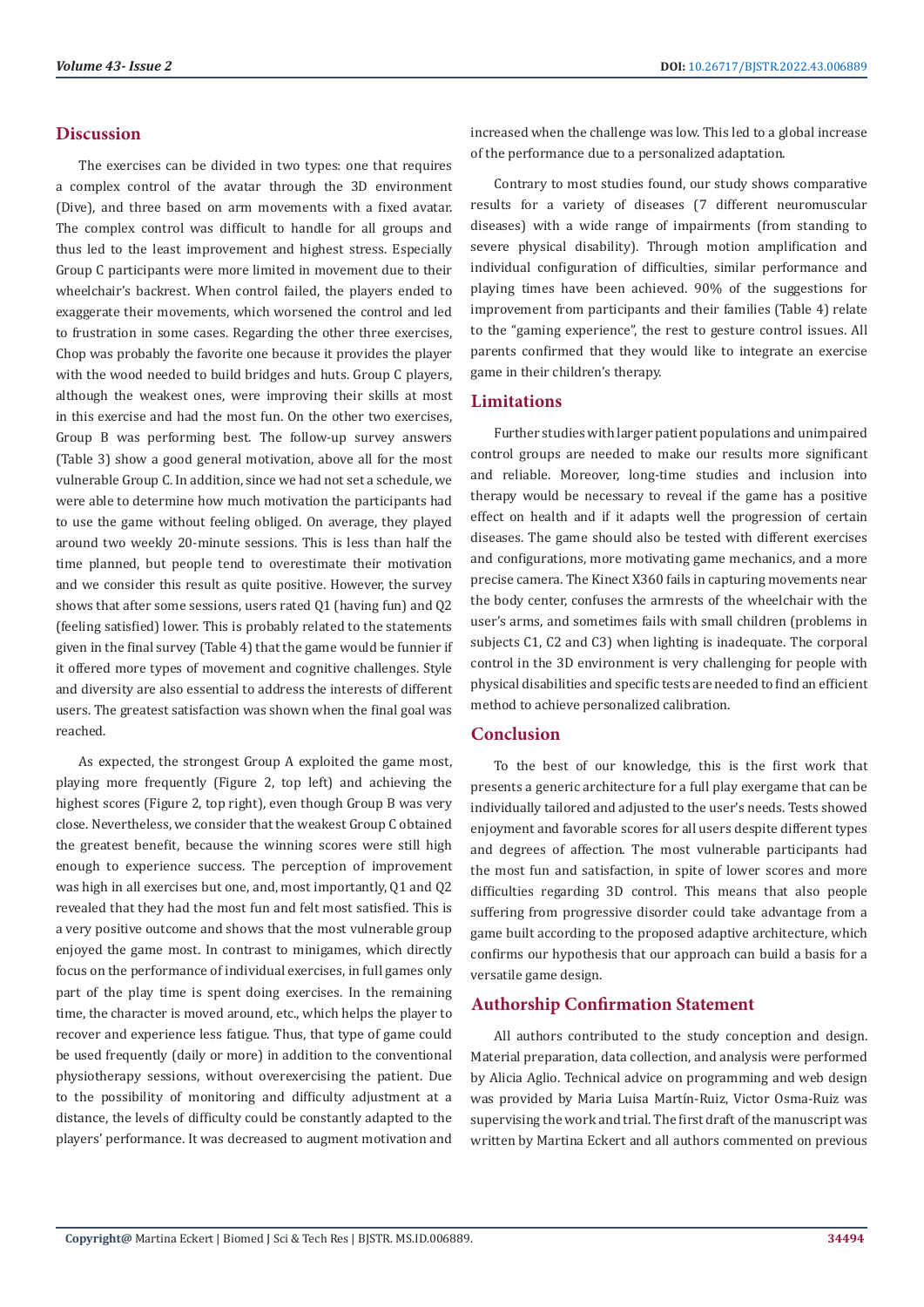## Discussion

The exercises can be divided in two types: one that requires a complex control of the avatar through the 3D environment (Dive), and three based on arm movements with a fixed avatar. The complex control was difficult to handle for all groups and thus led to the least improvement and highest stress. Especially Group C participants were more limited in movement due to their wheelchair's backrest. When control failed, the players ended to exaggerate their movements, which worsened the control and led to frustration in some cases. Regarding the other three exercises, Chop was probably the favorite one because it provides the player with the wood needed to build bridges and huts. Group C players, although the weakest ones, were improving their skills at most in this exercise and had the most fun. On the other two exercises, Group B was performing best. The follow-up survey answers (Table 3) show a good general motivation, above all for the most vulnerable Group C. In addition, since we had not set a schedule, we were able to determine how much motivation the participants had to use the game without feeling obliged. On average, they played around two weekly 20-minute sessions. This is less than half the time planned, but people tend to overestimate their motivation and we consider this result as quite positive. However, the survey shows that after some sessions, users rated Q1 (having fun) and Q2 (feeling satisfied) lower. This is probably related to the statements given in the final survey (Table 4) that the game would be funnier if it offered more types of movement and cognitive challenges. Style and diversity are also essential to address the interests of different users. The greatest satisfaction was shown when the final goal was reached.

As expected, the strongest Group A exploited the game most, playing more frequently (Figure 2, top left) and achieving the highest scores (Figure 2, top right), even though Group B was very close. Nevertheless, we consider that the weakest Group C obtained the greatest benefit, because the winning scores were still high enough to experience success. The perception of improvement was high in all exercises but one, and, most importantly, Q1 and Q2 revealed that they had the most fun and felt most satisfied. This is a very positive outcome and shows that the most vulnerable group enjoyed the game most. In contrast to minigames, which directly focus on the performance of individual exercises, in full games only part of the play time is spent doing exercises. In the remaining time, the character is moved around, etc., which helps the player to recover and experience less fatigue. Thus, that type of game could be used frequently (daily or more) in addition to the conventional physiotherapy sessions, without overexercising the patient. Due to the possibility of monitoring and difficulty adjustment at a distance, the levels of difficulty could be constantly adapted to the players' performance. It was decreased to augment motivation and increased when the challenge was low. This led to a global increase of the performance due to a personalized adaptation.

Contrary to most studies found, our study shows comparative results for a variety of diseases (7 different neuromuscular diseases) with a wide range of impairments (from standing to severe physical disability). Through motion amplification and individual configuration of difficulties, similar performance and playing times have been achieved. 90% of the suggestions for improvement from participants and their families (Table 4) relate to the "gaming experience", the rest to gesture control issues. All parents confirmed that they would like to integrate an exercise game in their children's therapy.

## Limitations

Further studies with larger patient populations and unimpaired control groups are needed to make our results more significant and reliable. Moreover, long-time studies and inclusion into therapy would be necessary to reveal if the game has a positive effect on health and if it adapts well the progression of certain diseases. The game should also be tested with different exercises and configurations, more motivating game mechanics, and a more precise camera. The Kinect X360 fails in capturing movements near the body center, confuses the armrests of the wheelchair with the user's arms, and sometimes fails with small children (problems in subjects C1, C2 and C3) when lighting is inadequate. The corporal control in the 3D environment is very challenging for people with physical disabilities and specific tests are needed to find an efficient method to achieve personalized calibration.

## Conclusion

To the best of our knowledge, this is the first work that presents a generic architecture for a full play exergame that can be individually tailored and adjusted to the user's needs. Tests showed enjoyment and favorable scores for all users despite different types and degrees of affection. The most vulnerable participants had the most fun and satisfaction, in spite of lower scores and more difficulties regarding 3D control. This means that also people suffering from progressive disorder could take advantage from a game built according to the proposed adaptive architecture, which confirms our hypothesis that our approach can build a basis for a versatile game design.

## Authorship Confirmation Statement

All authors contributed to the study conception and design. Material preparation, data collection, and analysis were performed by Alicia Aglio. Technical advice on programming and web design was provided by Maria Luisa Martín-Ruiz, Victor Osma-Ruiz was supervising the work and trial. The first draft of the manuscript was written by Martina Eckert and all authors commented on previous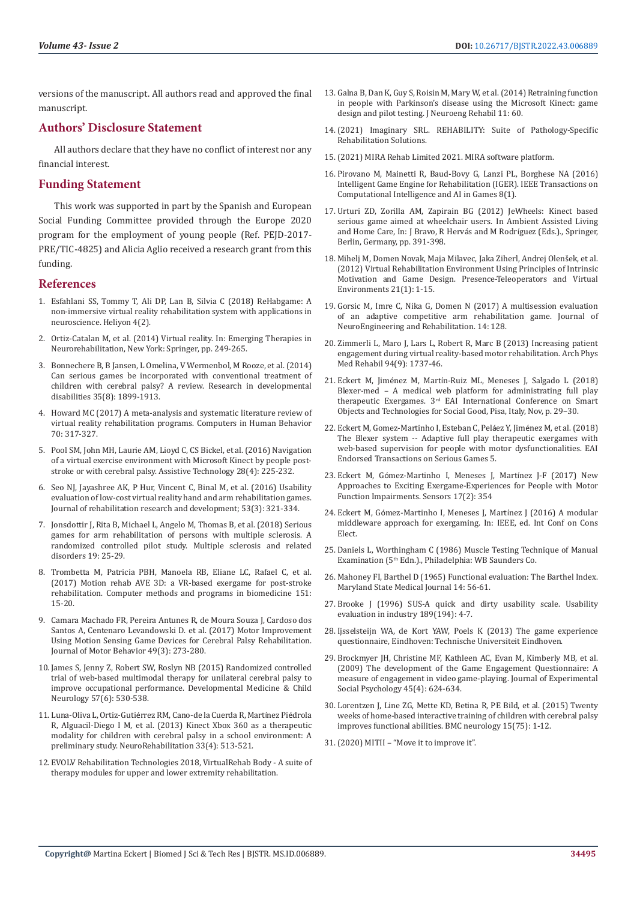versions of the manuscript. All authors read and approved the final manuscript.

## Authors' Disclosure Statement

All authors declare that they have no conflict of interest nor any financial interest.

## Funding Statement

This work was supported in part by the Spanish and European Social Funding Committee provided through the Europe 2020 program for the employment of young people (Ref. PEJD-2017-PRE/TIC-4825) and Alicia Aglio received a research grant from this funding.

## References

1. Esfahlani SS, Tommy T, Ali DP, Lan B, Silvia C (2018) ReHabgame: A non-immersive virtual reality rehabilitation system with applications in neuroscience. Heliyon 4(2).
2. Ortiz-Catalan M, et al. (2014) Virtual reality. In: Emerging Therapies in Neurorehabilitation, New York: Springer, pp. 249-265.
3. Bonnechere B, B Jansen, L Omelina, V Wermenbol, M Rooze, et al. (2014) Can serious games be incorporated with conventional treatment of children with cerebral palsy? A review. Research in developmental disabilities 35(8): 1899-1913.
4. Howard MC (2017) A meta-analysis and systematic literature review of virtual reality rehabilitation programs. Computers in Human Behavior 70: 317-327.
5. Pool SM, John MH, Laurie AM, Lloyd C, CS Bickel, et al. (2016) Navigation of a virtual exercise environment with Microsoft Kinect by people post-stroke or with cerebral palsy. Assistive Technology 28(4): 225-232.
6. Seo NJ, Jayashree AK, P Hur, Vincent C, Binal M, et al. (2016) Usability evaluation of low-cost virtual reality hand and arm rehabilitation games. Journal of rehabilitation research and development; 53(3): 321-334.
7. Jonsdottir J, Rita B, Michael L, Angelo M, Thomas B, et al. (2018) Serious games for arm rehabilitation of persons with multiple sclerosis. A randomized controlled pilot study. Multiple sclerosis and related disorders 19: 25-29.
8. Trombetta M, Patricia PBH, Manoela RB, Eliane LC, Rafael C, et al. (2017) Motion rehab AVE 3D: a VR-based exergame for post-stroke rehabilitation. Computer methods and programs in biomedicine 151: 15-20.
9. Camara Machado FR, Pereira Antunes R, de Moura Souza J, Cardoso dos Santos A, Centenaro Levandowski D. et al. (2017) Motor Improvement Using Motion Sensing Game Devices for Cerebral Palsy Rehabilitation. Journal of Motor Behavior 49(3): 273-280.
10. James S, Jenny Z, Robert SW, Roslyn NB (2015) Randomized controlled trial of web-based multimodal therapy for unilateral cerebral palsy to improve occupational performance. Developmental Medicine & Child Neurology 57(6): 530-538.
11. Luna-Oliva L, Ortiz-Gutiérrez RM, Cano-de la Cuerda R, Martínez Piédrola R, Alguacil-Diego I M, et al. (2013) Kinect Xbox 360 as a therapeutic modality for children with cerebral palsy in a school environment: A preliminary study. NeuroRehabilitation 33(4): 513-521.
12. EVOLV Rehabilitation Technologies 2018, VirtualRehab Body - A suite of therapy modules for upper and lower extremity rehabilitation.
13. Galna B, Dan K, Guy S, Roisin M, Mary W, et al. (2014) Retraining function in people with Parkinson's disease using the Microsoft Kinect: game design and pilot testing. J Neuroeng Rehabil 11: 60.
14. (2021) Imaginary SRL. REHABILITY: Suite of Pathology-Specific Rehabilitation Solutions.
15. (2021) MIRA Rehab Limited 2021. MIRA software platform.
16. Pirovano M, Mainetti R, Baud-Bovy G, Lanzi PL, Borghese NA (2016) Intelligent Game Engine for Rehabilitation (IGER). IEEE Transactions on Computational Intelligence and AI in Games 8(1).
17. Urturi ZD, Zorilla AM, Zapirain BG (2012) JeWheels: Kinect based serious game aimed at wheelchair users. In Ambient Assisted Living and Home Care, In: J Bravo, R Hervás and M Rodríguez (Eds.), Springer, Berlin, Germany, pp. 391-398.
18. Mihelj M, Domen Novak, Maja Milavec, Jaka Ziherl, Andrej Olenšek, et al. (2012) Virtual Rehabilitation Environment Using Principles of Intrinsic Motivation and Game Design. Presence-Teleoperators and Virtual Environments 21(1): 1-15.
19. Gorsic M, Imre C, Nika G, Domen N (2017) A multisession evaluation of an adaptive competitive arm rehabilitation game. Journal of NeuroEngineering and Rehabilitation. 14: 128.
20. Zimmerli L, Maro J, Lars L, Robert R, Marc B (2013) Increasing patient engagement during virtual reality-based motor rehabilitation. Arch Phys Med Rehabil 94(9): 1737-46.
21. Eckert M, Jiménez M, Martín-Ruiz ML, Meneses J, Salgado L (2018) Blexer-med – A medical web platform for administrating full play therapeutic Exergames. 3rd EAI International Conference on Smart Objects and Technologies for Social Good, Pisa, Italy, Nov, p. 29–30.
22. Eckert M, Gomez-Martinho I, Esteban C, Peláez Y, Jiménez M, et al. (2018) The Blexer system -- Adaptive full play therapeutic exergames with web-based supervision for people with motor dysfunctionalities. EAI Endorsed Transactions on Serious Games 5.
23. Eckert M, Gómez-Martinho I, Meneses J, Martínez J-F (2017) New Approaches to Exciting Exergame-Experiences for People with Motor Function Impairments. Sensors 17(2): 354
24. Eckert M, Gómez-Martinho I, Meneses J, Martínez J (2016) A modular middleware approach for exergaming. In: IEEE, ed. Int Conf on Cons Elect.
25. Daniels L, Worthingham C (1986) Muscle Testing Technique of Manual Examination (5th Edn.)., Philadelphia: WB Saunders Co.
26. Mahoney FI, Barthel D (1965) Functional evaluation: The Barthel Index. Maryland State Medical Journal 14: 56-61.
27. Brooke J (1996) SUS-A quick and dirty usability scale. Usability evaluation in industry 189(194): 4-7.
28. Ijsselsteijn WA, de Kort YAW, Poels K (2013) The game experience questionnaire, Eindhoven: Technische Universiteit Eindhoven.
29. Brockmyer JH, Christine MF, Kathleen AC, Evan M, Kimberly MB, et al. (2009) The development of the Game Engagement Questionnaire: A measure of engagement in video game-playing. Journal of Experimental Social Psychology 45(4): 624-634.
30. Lorentzen J, Line ZG, Mette KD, Betina R, PE Bild, et al. (2015) Twenty weeks of home-based interactive training of children with cerebral palsy improves functional abilities. BMC neurology 15(75): 1-12.
31. (2020) MITII – "Move it to improve it".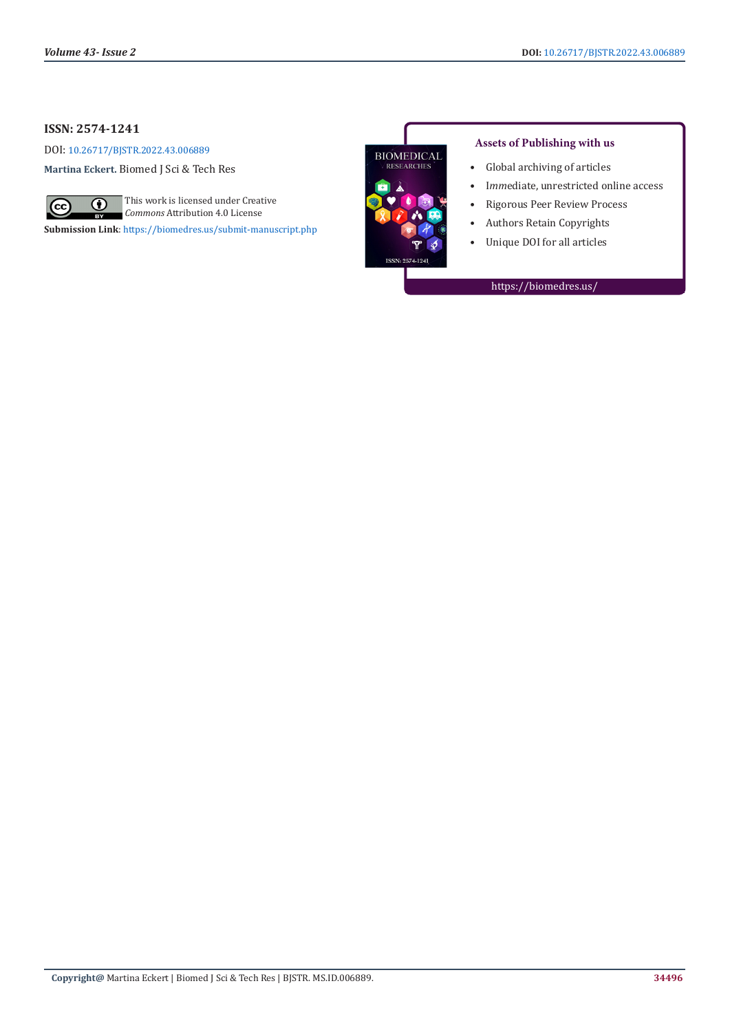**ISSN: 2574-1241**

DOI: 10.26717/BJSTR.2022.43.006889

**Martina Eckert.** Biomed J Sci & Tech Res

This work is licensed under Creative *Commons* Attribution 4.0 License

**Submission Link**: https://biomedres.us/submit-manuscript.php

**Assets of Publishing with us**

- Global archiving of articles
- Immediate, unrestricted online access
- Rigorous Peer Review Process
- Authors Retain Copyrights
- Unique DOI for all articles

https://biomedres.us/